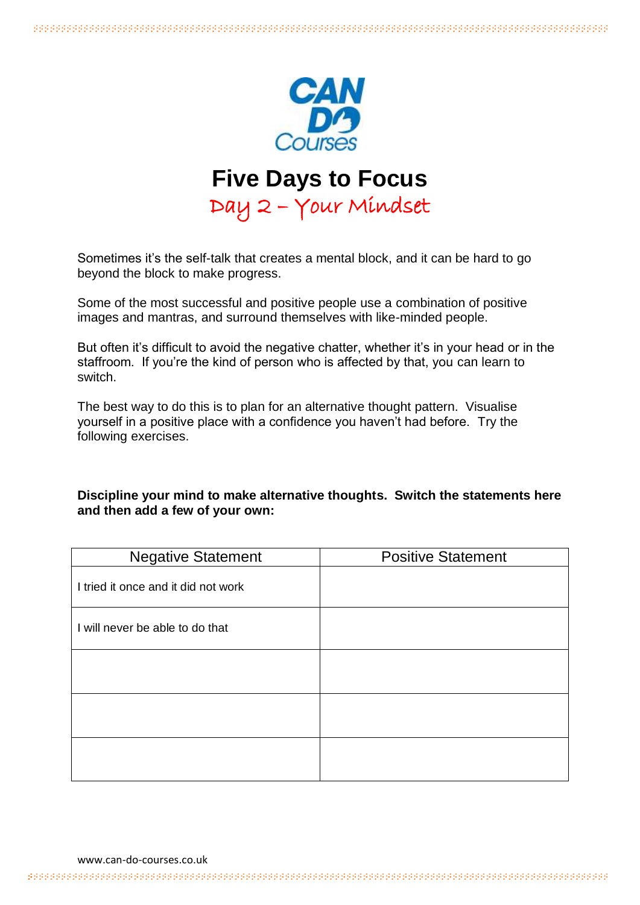CAN DO Courses

# Five Days to Focus

## Day 2 – Your Mindset

Sometimes it's the self-talk that creates a mental block, and it can be hard to go beyond the block to make progress.

Some of the most successful and positive people use a combination of positive images and mantras, and surround themselves with like-minded people.

But often it's difficult to avoid the negative chatter, whether it's in your head or in the staffroom. If you're the kind of person who is affected by that, you can learn to switch.

The best way to do this is to plan for an alternative thought pattern. Visualise yourself in a positive place with a confidence you haven't had before. Try the following exercises.

**Discipline your mind to make alternative thoughts. Switch the statements here and then add a few of your own:**

| Negative Statement | Positive Statement |
| --- | --- |
| I tried it once and it did not work | |
| I will never be able to do that | |
| | |
| | |
| | |

www.can-do-courses.co.uk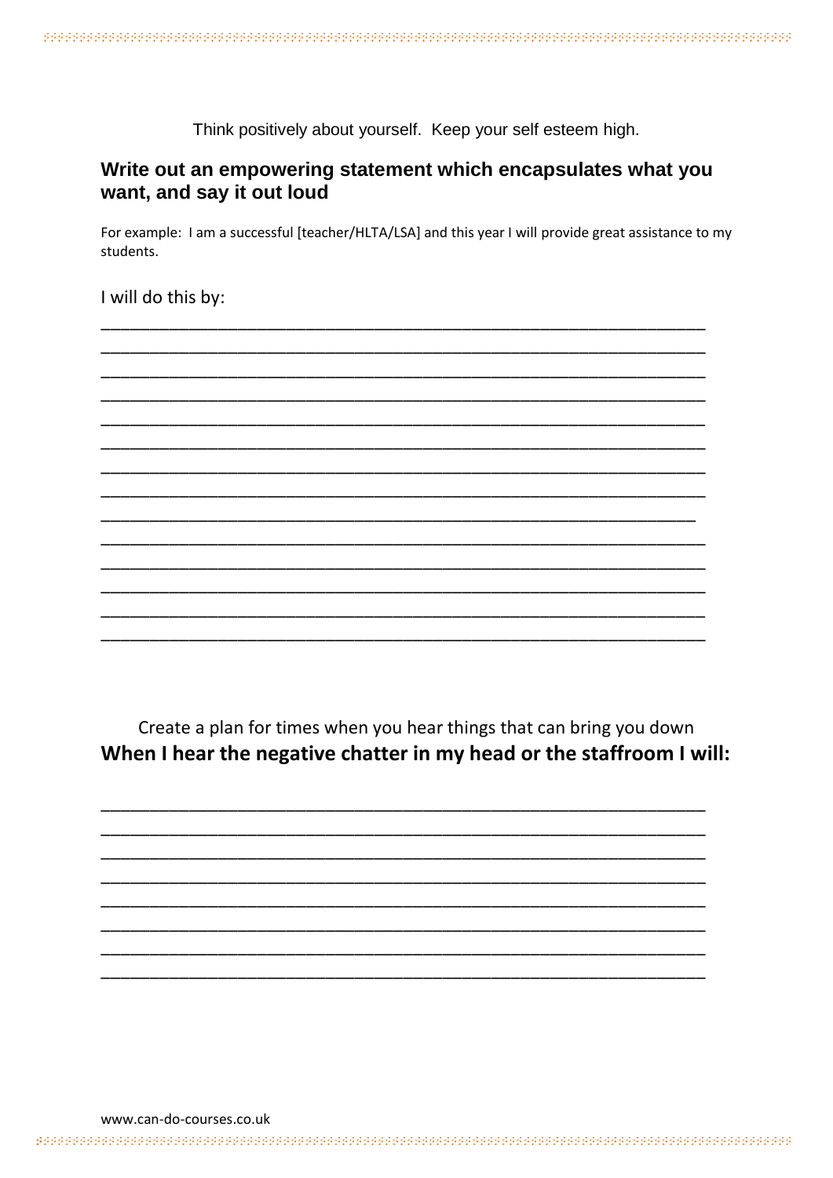Think positively about yourself. Keep your self esteem high.

## Write out an empowering statement which encapsulates what you want, and say it out loud

For example: I am a successful [teacher/HLTA/LSA] and this year I will provide great assistance to my students.

I will do this by:

______________________________________________________________________
______________________________________________________________________
______________________________________________________________________
______________________________________________________________________
______________________________________________________________________
______________________________________________________________________
______________________________________________________________________
______________________________________________________________________
_____________________________________________________________________
______________________________________________________________________
______________________________________________________________________
______________________________________________________________________
______________________________________________________________________
______________________________________________________________________

Create a plan for times when you hear things that can bring you down

**When I hear the negative chatter in my head or the staffroom I will:**

______________________________________________________________________
______________________________________________________________________
______________________________________________________________________
______________________________________________________________________
______________________________________________________________________
______________________________________________________________________
______________________________________________________________________
______________________________________________________________________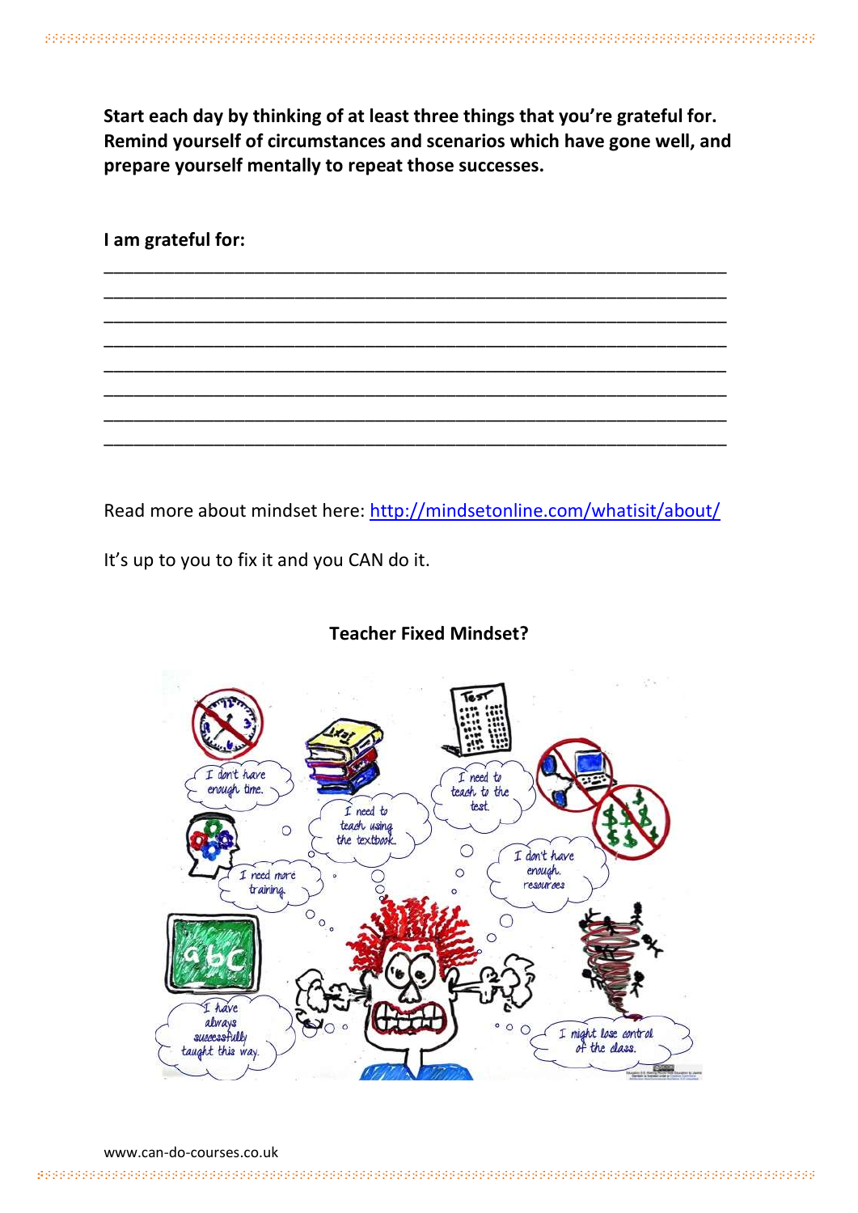**Start each day by thinking of at least three things that you're grateful for. Remind yourself of circumstances and scenarios which have gone well, and prepare yourself mentally to repeat those successes.**

**I am grateful for:**

\_\_\_\_\_\_\_\_\_\_\_\_\_\_\_\_\_\_\_\_\_\_\_\_\_\_\_\_\_\_\_\_\_\_\_\_\_\_\_\_\_\_\_\_\_\_\_\_\_\_\_\_\_\_\_\_\_\_\_\_\_\_

\_\_\_\_\_\_\_\_\_\_\_\_\_\_\_\_\_\_\_\_\_\_\_\_\_\_\_\_\_\_\_\_\_\_\_\_\_\_\_\_\_\_\_\_\_\_\_\_\_\_\_\_\_\_\_\_\_\_\_\_\_\_

\_\_\_\_\_\_\_\_\_\_\_\_\_\_\_\_\_\_\_\_\_\_\_\_\_\_\_\_\_\_\_\_\_\_\_\_\_\_\_\_\_\_\_\_\_\_\_\_\_\_\_\_\_\_\_\_\_\_\_\_\_\_

\_\_\_\_\_\_\_\_\_\_\_\_\_\_\_\_\_\_\_\_\_\_\_\_\_\_\_\_\_\_\_\_\_\_\_\_\_\_\_\_\_\_\_\_\_\_\_\_\_\_\_\_\_\_\_\_\_\_\_\_\_\_

\_\_\_\_\_\_\_\_\_\_\_\_\_\_\_\_\_\_\_\_\_\_\_\_\_\_\_\_\_\_\_\_\_\_\_\_\_\_\_\_\_\_\_\_\_\_\_\_\_\_\_\_\_\_\_\_\_\_\_\_\_\_

\_\_\_\_\_\_\_\_\_\_\_\_\_\_\_\_\_\_\_\_\_\_\_\_\_\_\_\_\_\_\_\_\_\_\_\_\_\_\_\_\_\_\_\_\_\_\_\_\_\_\_\_\_\_\_\_\_\_\_\_\_\_

\_\_\_\_\_\_\_\_\_\_\_\_\_\_\_\_\_\_\_\_\_\_\_\_\_\_\_\_\_\_\_\_\_\_\_\_\_\_\_\_\_\_\_\_\_\_\_\_\_\_\_\_\_\_\_\_\_\_\_\_\_\_

\_\_\_\_\_\_\_\_\_\_\_\_\_\_\_\_\_\_\_\_\_\_\_\_\_\_\_\_\_\_\_\_\_\_\_\_\_\_\_\_\_\_\_\_\_\_\_\_\_\_\_\_\_\_\_\_\_\_\_\_\_\_

Read more about mindset here: [http://mindsetonline.com/whatisit/about/](http://mindsetonline.com/whatisit/about/)

It's up to you to fix it and you CAN do it.

**Teacher Fixed Mindset?**

I don't have enough time.

I need to teach using the textbook.

I need to teach to the test.

I need more training.

I don't have enough resources.

I have always successfully taught this way.

I might lose control of the class.